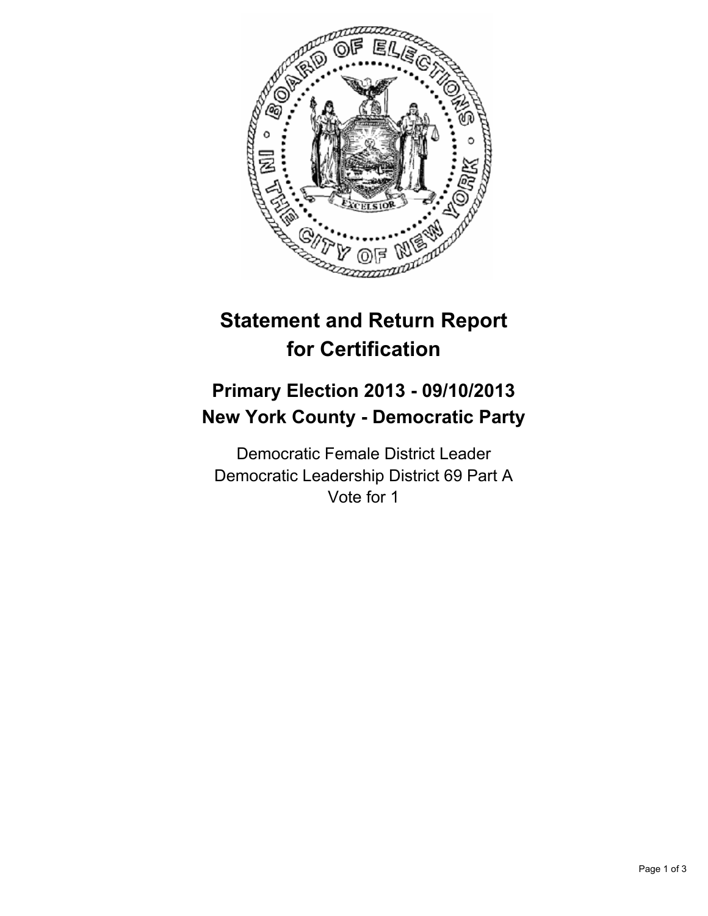# Statement and Return Report for Certification

## Primary Election 2013 - 09/10/2013
## New York County - Democratic Party

Democratic Female District Leader
Democratic Leadership District 69 Part A
Vote for 1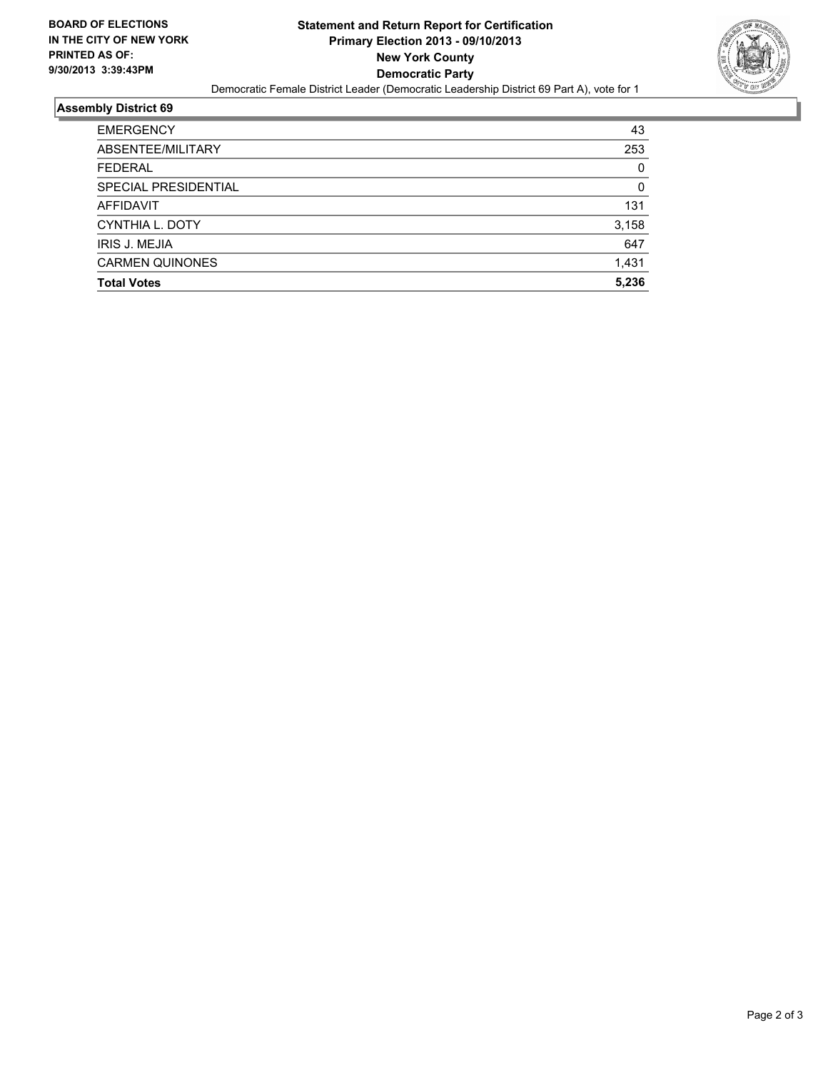**BOARD OF ELECTIONS**
**IN THE CITY OF NEW YORK**
**PRINTED AS OF:**
**9/30/2013 3:39:43PM**

# Statement and Return Report for Certification
## Primary Election 2013 - 09/10/2013
## New York County
## Democratic Party

Democratic Female District Leader (Democratic Leadership District 69 Part A), vote for 1

### Assembly District 69

| | |
|---|---|
| EMERGENCY | 43 |
| ABSENTEE/MILITARY | 253 |
| FEDERAL | 0 |
| SPECIAL PRESIDENTIAL | 0 |
| AFFIDAVIT | 131 |
| CYNTHIA L. DOTY | 3,158 |
| IRIS J. MEJIA | 647 |
| CARMEN QUINONES | 1,431 |
| **Total Votes** | **5,236** |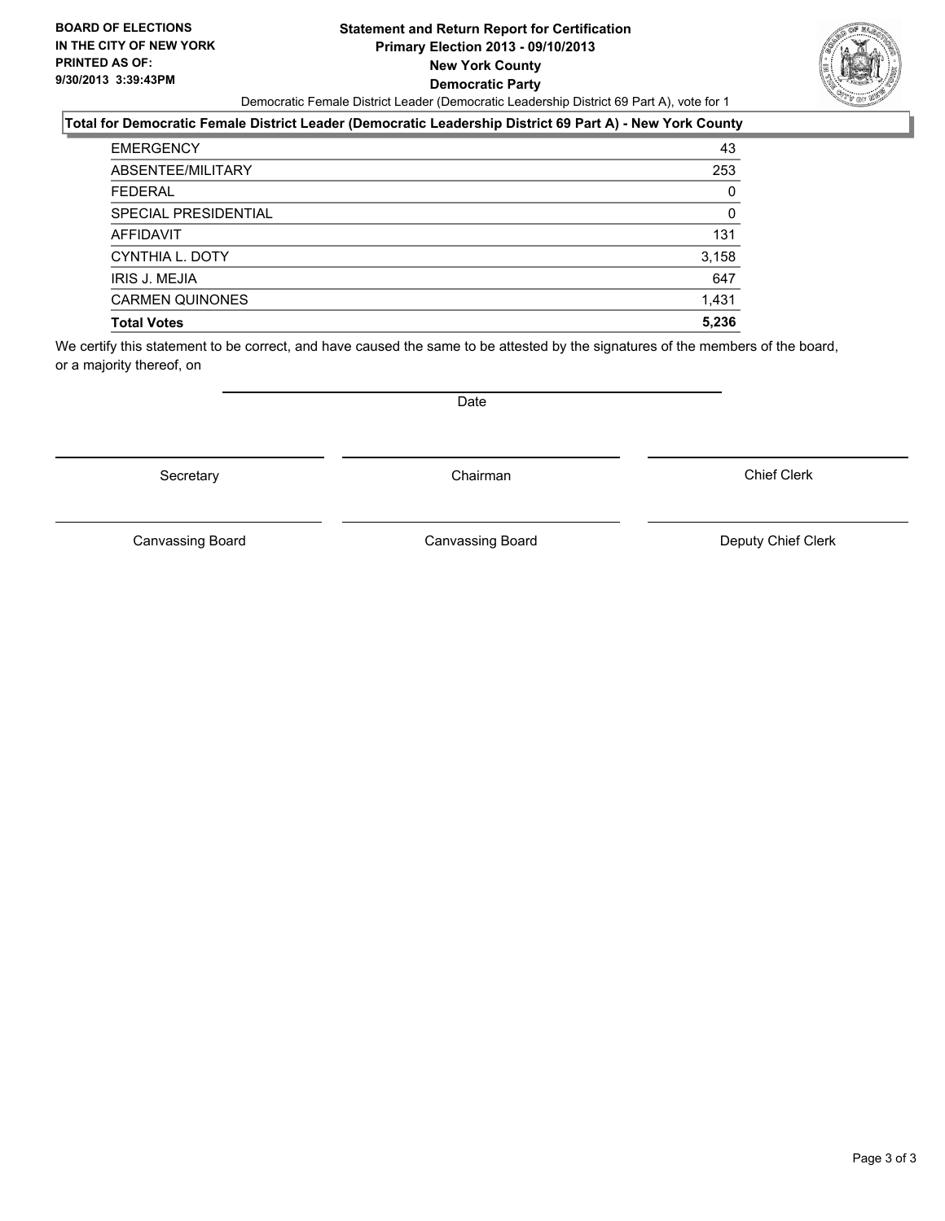**BOARD OF ELECTIONS IN THE CITY OF NEW YORK PRINTED AS OF: 9/30/2013 3:39:43PM**

**Statement and Return Report for Certification Primary Election 2013 - 09/10/2013 New York County Democratic Party**

Democratic Female District Leader (Democratic Leadership District 69 Part A), vote for 1

**Total for Democratic Female District Leader (Democratic Leadership District 69 Part A) - New York County**

| | |
|---|---|
| EMERGENCY | 43 |
| ABSENTEE/MILITARY | 253 |
| FEDERAL | 0 |
| SPECIAL PRESIDENTIAL | 0 |
| AFFIDAVIT | 131 |
| CYNTHIA L. DOTY | 3,158 |
| IRIS J. MEJIA | 647 |
| CARMEN QUINONES | 1,431 |
| **Total Votes** | **5,236** |

We certify this statement to be correct, and have caused the same to be attested by the signatures of the members of the board, or a majority thereof, on

Date

Secretary | Chairman | Chief Clerk

Canvassing Board | Canvassing Board | Deputy Chief Clerk